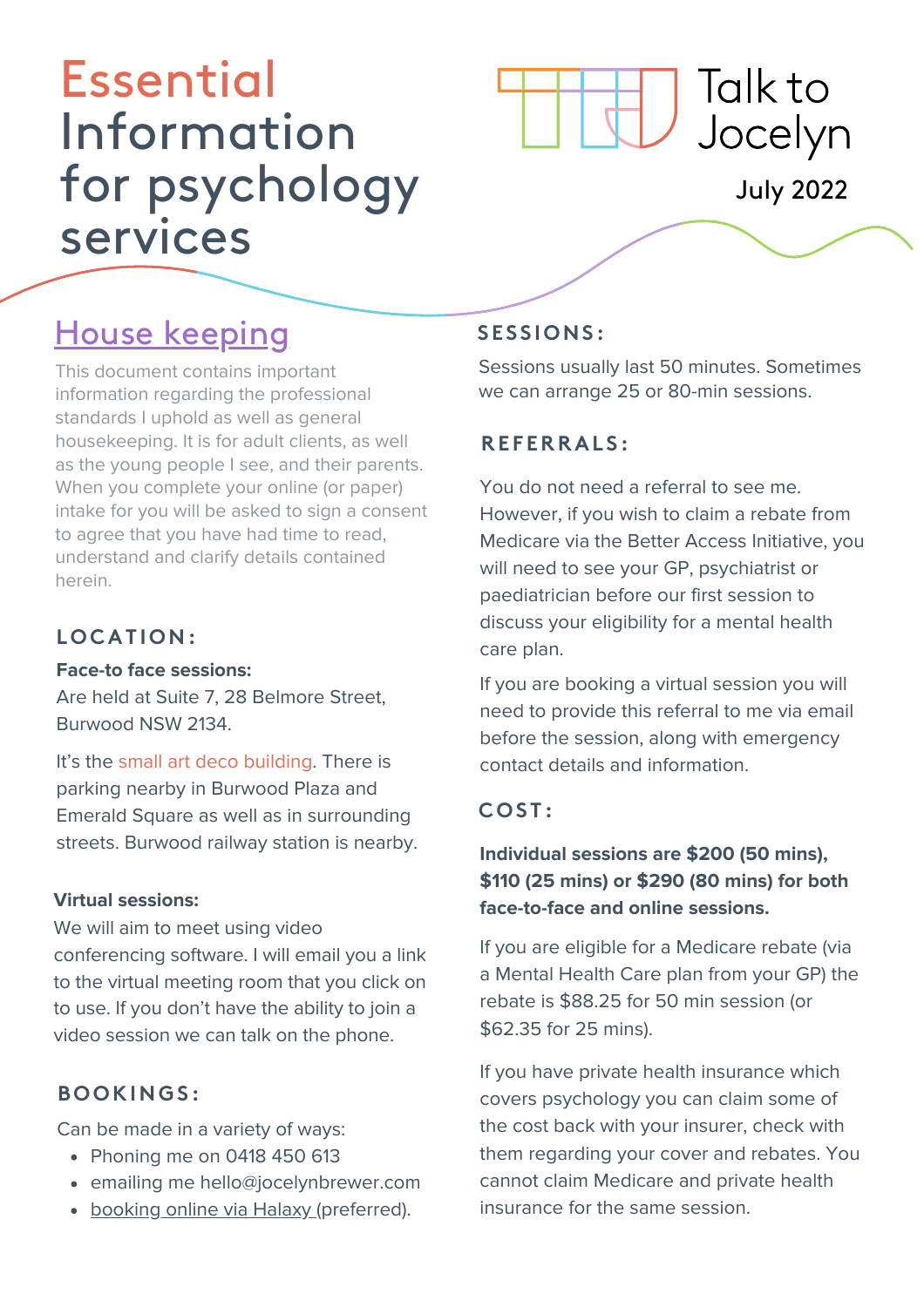# Essential Information for psychology services

Talk to Jocelyn

July 2022

## House keeping

This document contains important information regarding the professional standards I uphold as well as general housekeeping. It is for adult clients, as well as the young people I see, and their parents. When you complete your online (or paper) intake for you will be asked to sign a consent to agree that you have had time to read, understand and clarify details contained herein.

### LOCATION:

**Face-to face sessions:**
Are held at Suite 7, 28 Belmore Street, Burwood NSW 2134.

It's the small art deco building. There is parking nearby in Burwood Plaza and Emerald Square as well as in surrounding streets. Burwood railway station is nearby.

**Virtual sessions:**
We will aim to meet using video conferencing software. I will email you a link to the virtual meeting room that you click on to use. If you don't have the ability to join a video session we can talk on the phone.

### BOOKINGS:

Can be made in a variety of ways:

- Phoning me on 0418 450 613
- emailing me hello@jocelynbrewer.com
- booking online via Halaxy (preferred).

### SESSIONS:

Sessions usually last 50 minutes. Sometimes we can arrange 25 or 80-min sessions.

### REFERRALS:

You do not need a referral to see me. However, if you wish to claim a rebate from Medicare via the Better Access Initiative, you will need to see your GP, psychiatrist or paediatrician before our first session to discuss your eligibility for a mental health care plan.

If you are booking a virtual session you will need to provide this referral to me via email before the session, along with emergency contact details and information.

### COST:

**Individual sessions are $200 (50 mins), $110 (25 mins) or $290 (80 mins) for both face-to-face and online sessions.**

If you are eligible for a Medicare rebate (via a Mental Health Care plan from your GP) the rebate is $88.25 for 50 min session (or $62.35 for 25 mins).

If you have private health insurance which covers psychology you can claim some of the cost back with your insurer, check with them regarding your cover and rebates. You cannot claim Medicare and private health insurance for the same session.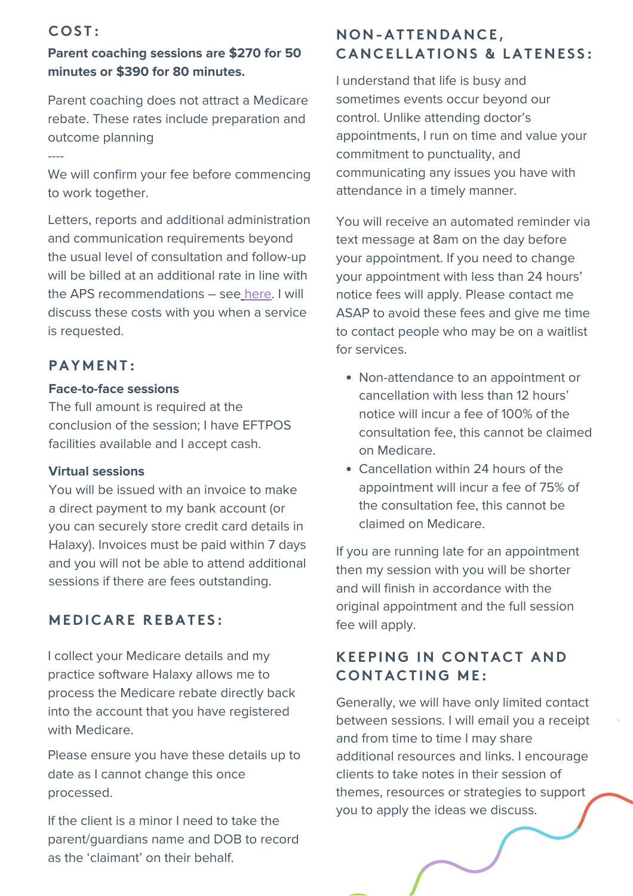## COST:

**Parent coaching sessions are $270 for 50 minutes or $390 for 80 minutes.**

Parent coaching does not attract a Medicare rebate. These rates include preparation and outcome planning

----

We will confirm your fee before commencing to work together.

Letters, reports and additional administration and communication requirements beyond the usual level of consultation and follow-up will be billed at an additional rate in line with the APS recommendations – see here. I will discuss these costs with you when a service is requested.

## PAYMENT:

**Face-to-face sessions**

The full amount is required at the conclusion of the session; I have EFTPOS facilities available and I accept cash.

**Virtual sessions**

You will be issued with an invoice to make a direct payment to my bank account (or you can securely store credit card details in Halaxy). Invoices must be paid within 7 days and you will not be able to attend additional sessions if there are fees outstanding.

## MEDICARE REBATES:

I collect your Medicare details and my practice software Halaxy allows me to process the Medicare rebate directly back into the account that you have registered with Medicare.

Please ensure you have these details up to date as I cannot change this once processed.

If the client is a minor I need to take the parent/guardians name and DOB to record as the 'claimant' on their behalf.

## NON-ATTENDANCE, CANCELLATIONS & LATENESS:

I understand that life is busy and sometimes events occur beyond our control. Unlike attending doctor's appointments, I run on time and value your commitment to punctuality, and communicating any issues you have with attendance in a timely manner.

You will receive an automated reminder via text message at 8am on the day before your appointment. If you need to change your appointment with less than 24 hours' notice fees will apply. Please contact me ASAP to avoid these fees and give me time to contact people who may be on a waitlist for services.

- Non-attendance to an appointment or cancellation with less than 12 hours' notice will incur a fee of 100% of the consultation fee, this cannot be claimed on Medicare.
- Cancellation within 24 hours of the appointment will incur a fee of 75% of the consultation fee, this cannot be claimed on Medicare.

If you are running late for an appointment then my session with you will be shorter and will finish in accordance with the original appointment and the full session fee will apply.

## KEEPING IN CONTACT AND CONTACTING ME:

Generally, we will have only limited contact between sessions. I will email you a receipt and from time to time I may share additional resources and links. I encourage clients to take notes in their session of themes, resources or strategies to support you to apply the ideas we discuss.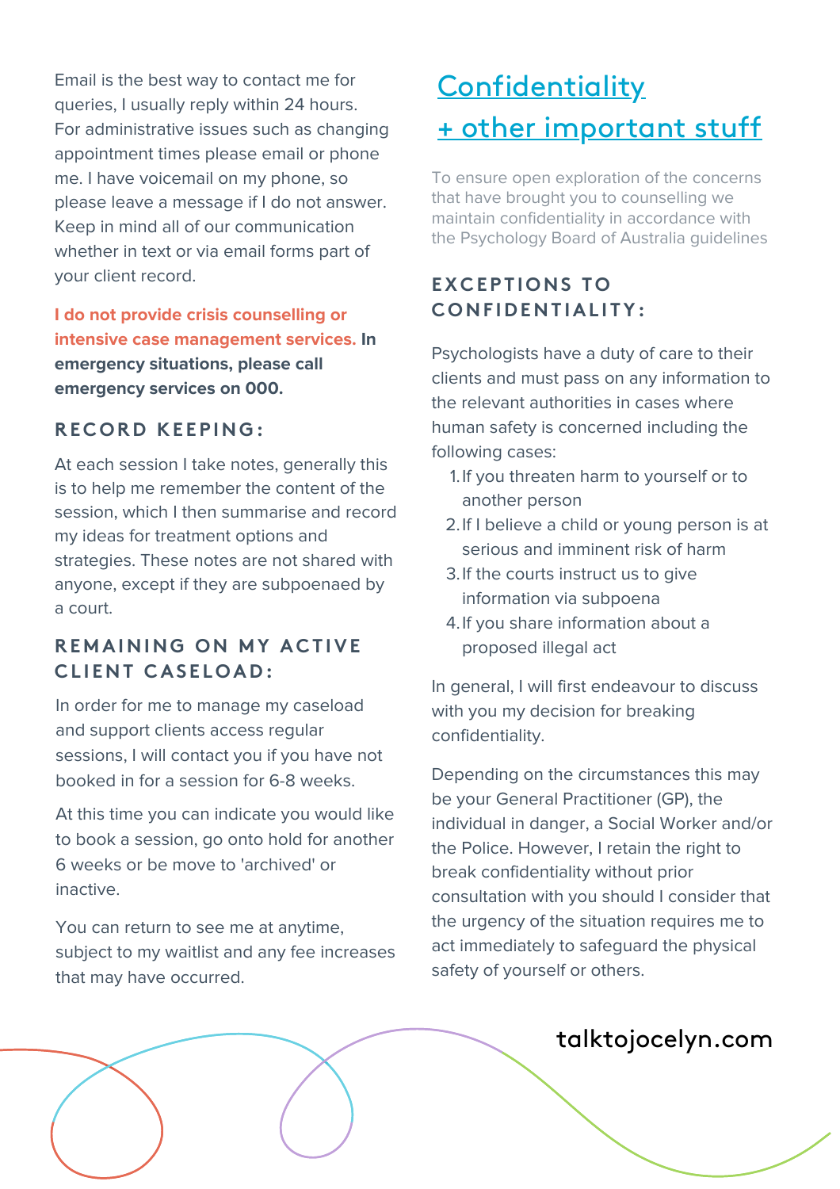Email is the best way to contact me for queries, I usually reply within 24 hours. For administrative issues such as changing appointment times please email or phone me. I have voicemail on my phone, so please leave a message if I do not answer. Keep in mind all of our communication whether in text or via email forms part of your client record.

**I do not provide crisis counselling or intensive case management services. In emergency situations, please call emergency services on 000.**

### RECORD KEEPING:

At each session I take notes, generally this is to help me remember the content of the session, which I then summarise and record my ideas for treatment options and strategies. These notes are not shared with anyone, except if they are subpoenaed by a court.

### REMAINING ON MY ACTIVE CLIENT CASELOAD:

In order for me to manage my caseload and support clients access regular sessions, I will contact you if you have not booked in for a session for 6-8 weeks.

At this time you can indicate you would like to book a session, go onto hold for another 6 weeks or be move to 'archived' or inactive.

You can return to see me at anytime, subject to my waitlist and any fee increases that may have occurred.

## Confidentiality + other important stuff

To ensure open exploration of the concerns that have brought you to counselling we maintain confidentiality in accordance with the Psychology Board of Australia guidelines

### EXCEPTIONS TO CONFIDENTIALITY:

Psychologists have a duty of care to their clients and must pass on any information to the relevant authorities in cases where human safety is concerned including the following cases:

1. If you threaten harm to yourself or to another person
2. If I believe a child or young person is at serious and imminent risk of harm
3. If the courts instruct us to give information via subpoena
4. If you share information about a proposed illegal act

In general, I will first endeavour to discuss with you my decision for breaking confidentiality.

Depending on the circumstances this may be your General Practitioner (GP), the individual in danger, a Social Worker and/or the Police. However, I retain the right to break confidentiality without prior consultation with you should I consider that the urgency of the situation requires me to act immediately to safeguard the physical safety of yourself or others.

talktojocelyn.com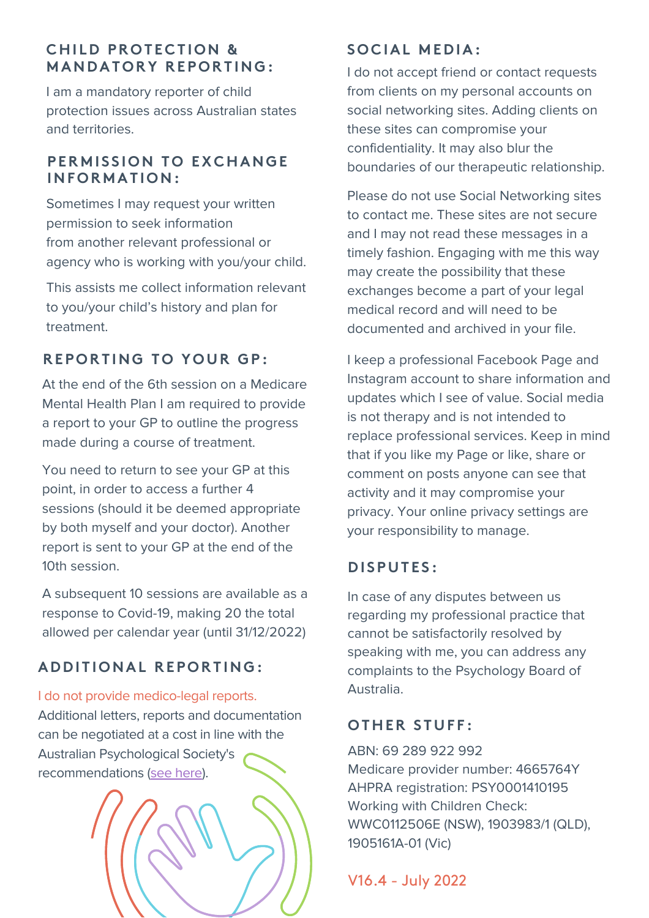## CHILD PROTECTION & MANDATORY REPORTING:

I am a mandatory reporter of child protection issues across Australian states and territories.

## PERMISSION TO EXCHANGE INFORMATION:

Sometimes I may request your written permission to seek information from another relevant professional or agency who is working with you/your child.

This assists me collect information relevant to you/your child's history and plan for treatment.

## REPORTING TO YOUR GP:

At the end of the 6th session on a Medicare Mental Health Plan I am required to provide a report to your GP to outline the progress made during a course of treatment.

You need to return to see your GP at this point, in order to access a further 4 sessions (should it be deemed appropriate by both myself and your doctor). Another report is sent to your GP at the end of the 10th session.

A subsequent 10 sessions are available as a response to Covid-19, making 20 the total allowed per calendar year (until 31/12/2022)

## ADDITIONAL REPORTING:

I do not provide medico-legal reports.
Additional letters, reports and documentation can be negotiated at a cost in line with the Australian Psychological Society's recommendations (see here).

## SOCIAL MEDIA:

I do not accept friend or contact requests from clients on my personal accounts on social networking sites. Adding clients on these sites can compromise your confidentiality. It may also blur the boundaries of our therapeutic relationship.

Please do not use Social Networking sites to contact me. These sites are not secure and I may not read these messages in a timely fashion. Engaging with me this way may create the possibility that these exchanges become a part of your legal medical record and will need to be documented and archived in your file.

I keep a professional Facebook Page and Instagram account to share information and updates which I see of value. Social media is not therapy and is not intended to replace professional services. Keep in mind that if you like my Page or like, share or comment on posts anyone can see that activity and it may compromise your privacy. Your online privacy settings are your responsibility to manage.

## DISPUTES:

In case of any disputes between us regarding my professional practice that cannot be satisfactorily resolved by speaking with me, you can address any complaints to the Psychology Board of Australia.

## OTHER STUFF:

ABN: 69 289 922 992
Medicare provider number: 4665764Y
AHPRA registration: PSY0001410195
Working with Children Check: WWC0112506E (NSW), 1903983/1 (QLD), 1905161A-01 (Vic)

V16.4 - July 2022